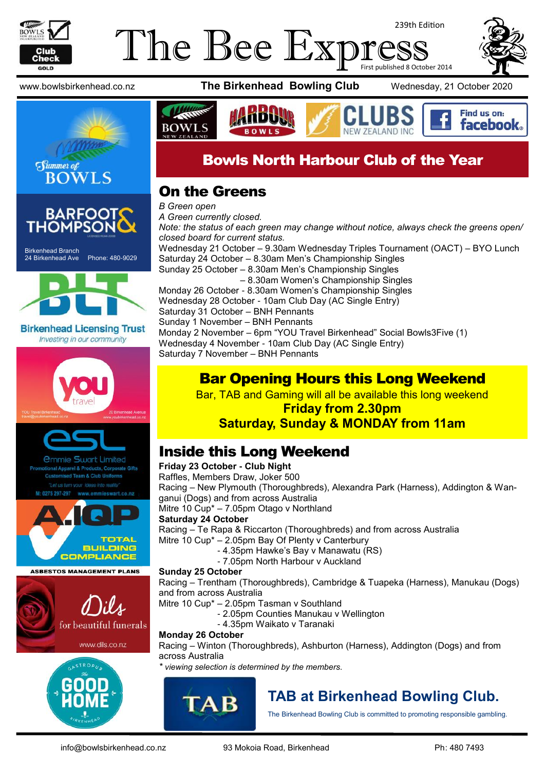# The Bee Express

239th Edition

First published 8 October 2014

www.bowlsbirkenhead.co.nz **The Birkenhead Bowling Club** Wednesday, 21 October 2020

Summer of BOWLS

BARFOOT & THOMPSON
Birkenhead Branch
24 Birkenhead Ave Phone: 480-9029

Birkenhead Licensing Trust
*Investing in our community*

you travel
YOU Travel Birkenhead travel@youbirkenhead.co.nz
20 Birkenhead Avenue www.youbirkenhead.co.nz

esl
Emmie Swart Limited
Promotional Apparel & Products, Corporate Gifts
Customised Team & Club Uniforms
"Let us turn your ideas into reality"
M: 0275 297-297 www.emmieswart.co.nz

A.I.Q.P
TOTAL BUILDING COMPLIANCE
ASBESTOS MANAGEMENT PLANS

Dils
for beautiful funerals
www.dils.co.nz

Gastropub The Good Home Birkenhead

BOWLS NEW ZEALAND | HARBOUR BOWLS | CLUBS NEW ZEALAND INC | Find us on: facebook

## Bowls North Harbour Club of the Year

## On the Greens

*B Green open*
*A Green currently closed.*
*Note: the status of each green may change without notice, always check the greens open/closed board for current status.*

Wednesday 21 October – 9.30am Wednesday Triples Tournament (OACT) – BYO Lunch
Saturday 24 October – 8.30am Men's Championship Singles
Sunday 25 October – 8.30am Men's Championship Singles
– 8.30am Women's Championship Singles
Monday 26 October - 8.30am Women's Championship Singles
Wednesday 28 October - 10am Club Day (AC Single Entry)
Saturday 31 October – BNH Pennants
Sunday 1 November – BNH Pennants
Monday 2 November – 6pm "YOU Travel Birkenhead" Social Bowls3Five (1)
Wednesday 4 November - 10am Club Day (AC Single Entry)
Saturday 7 November – BNH Pennants

## Bar Opening Hours this Long Weekend

Bar, TAB and Gaming will all be available this long weekend
**Friday from 2.30pm**
**Saturday, Sunday & MONDAY from 11am**

## Inside this Long Weekend

**Friday 23 October - Club Night**
Raffles, Members Draw, Joker 500
Racing – New Plymouth (Thoroughbreds), Alexandra Park (Harness), Addington & Wanganui (Dogs) and from across Australia
Mitre 10 Cup* – 7.05pm Otago v Northland

**Saturday 24 October**
Racing – Te Rapa & Riccarton (Thoroughbreds) and from across Australia
Mitre 10 Cup* – 2.05pm Bay Of Plenty v Canterbury
- 4.35pm Hawke's Bay v Manawatu (RS)
- 7.05pm North Harbour v Auckland

**Sunday 25 October**
Racing – Trentham (Thoroughbreds), Cambridge & Tuapeka (Harness), Manukau (Dogs) and from across Australia
Mitre 10 Cup* – 2.05pm Tasman v Southland
- 2.05pm Counties Manukau v Wellington
- 4.35pm Waikato v Taranaki

**Monday 26 October**
Racing – Winton (Thoroughbreds), Ashburton (Harness), Addington (Dogs) and from across Australia

*\* viewing selection is determined by the members.*

## TAB at Birkenhead Bowling Club.

The Birkenhead Bowling Club is committed to promoting responsible gambling.

info@bowlsbirkenhead.co.nz 93 Mokoia Road, Birkenhead Ph: 480 7493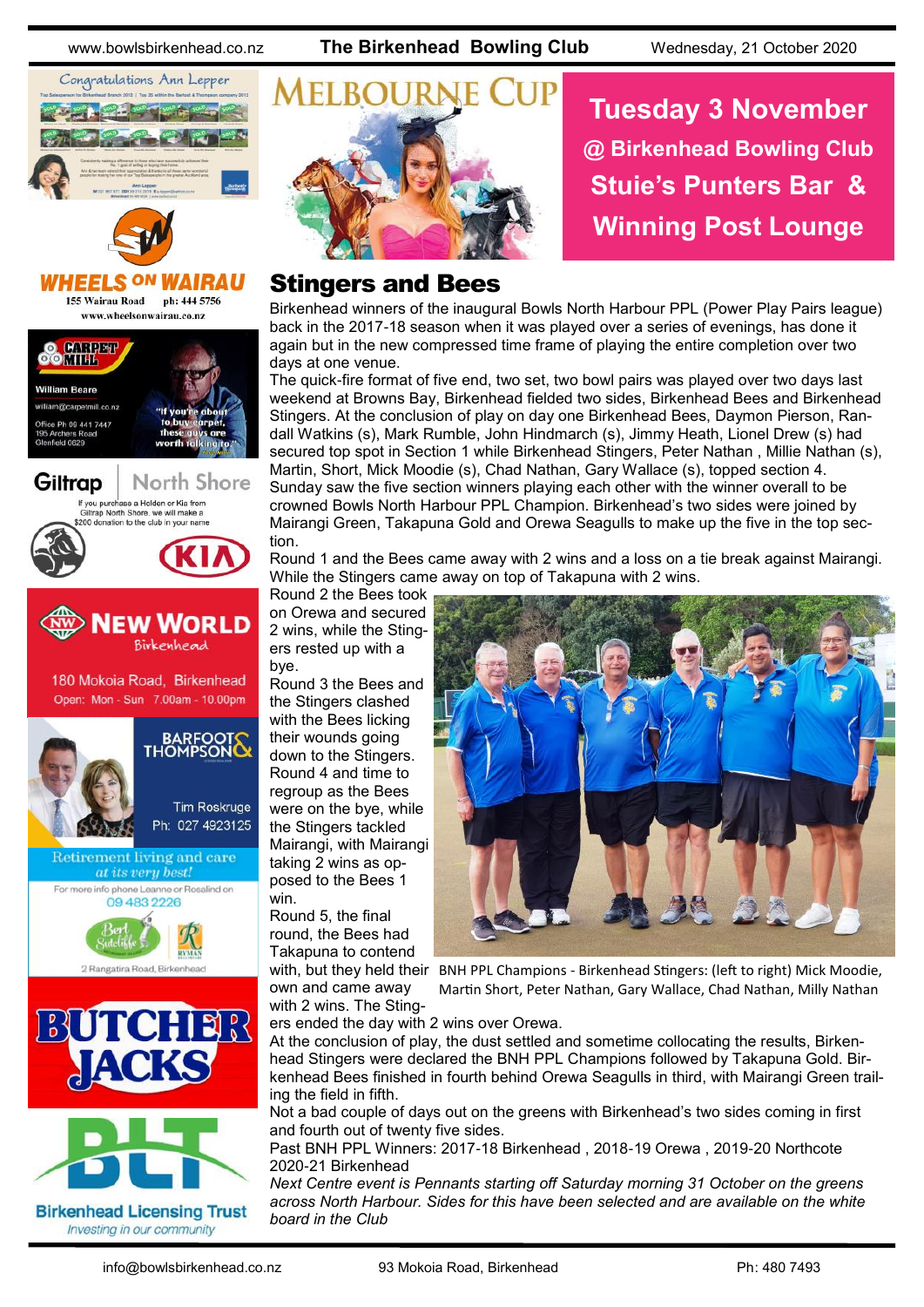# MELBOURNE CUP

**Tuesday 3 November**
**@ Birkenhead Bowling Club**
**Stuie's Punters Bar & Winning Post Lounge**

## Stingers and Bees

Birkenhead winners of the inaugural Bowls North Harbour PPL (Power Play Pairs league) back in the 2017-18 season when it was played over a series of evenings, has done it again but in the new compressed time frame of playing the entire completion over two days at one venue.

The quick-fire format of five end, two set, two bowl pairs was played over two days last weekend at Browns Bay, Birkenhead fielded two sides, Birkenhead Bees and Birkenhead Stingers. At the conclusion of play on day one Birkenhead Bees, Daymon Pierson, Randall Watkins (s), Mark Rumble, John Hindmarch (s), Jimmy Heath, Lionel Drew (s) had secured top spot in Section 1 while Birkenhead Stingers, Peter Nathan , Millie Nathan (s), Martin, Short, Mick Moodie (s), Chad Nathan, Gary Wallace (s), topped section 4.

Sunday saw the five section winners playing each other with the winner overall to be crowned Bowls North Harbour PPL Champion. Birkenhead's two sides were joined by Mairangi Green, Takapuna Gold and Orewa Seagulls to make up the five in the top section.

Round 1 and the Bees came away with 2 wins and a loss on a tie break against Mairangi. While the Stingers came away on top of Takapuna with 2 wins.

Round 2 the Bees took on Orewa and secured 2 wins, while the Stingers rested up with a bye.

Round 3 the Bees and the Stingers clashed with the Bees licking their wounds going down to the Stingers.

Round 4 and time to regroup as the Bees were on the bye, while the Stingers tackled Mairangi, with Mairangi taking 2 wins as opposed to the Bees 1 win.

Round 5, the final round, the Bees had Takapuna to contend with, but they held their own and came away with 2 wins. The Stingers ended the day with 2 wins over Orewa.

BNH PPL Champions - Birkenhead Stingers: (left to right) Mick Moodie, Martin Short, Peter Nathan, Gary Wallace, Chad Nathan, Milly Nathan

At the conclusion of play, the dust settled and sometime collocating the results, Birkenhead Stingers were declared the BNH PPL Champions followed by Takapuna Gold. Birkenhead Bees finished in fourth behind Orewa Seagulls in third, with Mairangi Green trailing the field in fifth.

Not a bad couple of days out on the greens with Birkenhead's two sides coming in first and fourth out of twenty five sides.

Past BNH PPL Winners: 2017-18 Birkenhead , 2018-19 Orewa , 2019-20 Northcote 2020-21 Birkenhead

*Next Centre event is Pennants starting off Saturday morning 31 October on the greens across North Harbour. Sides for this have been selected and are available on the white board in the Club*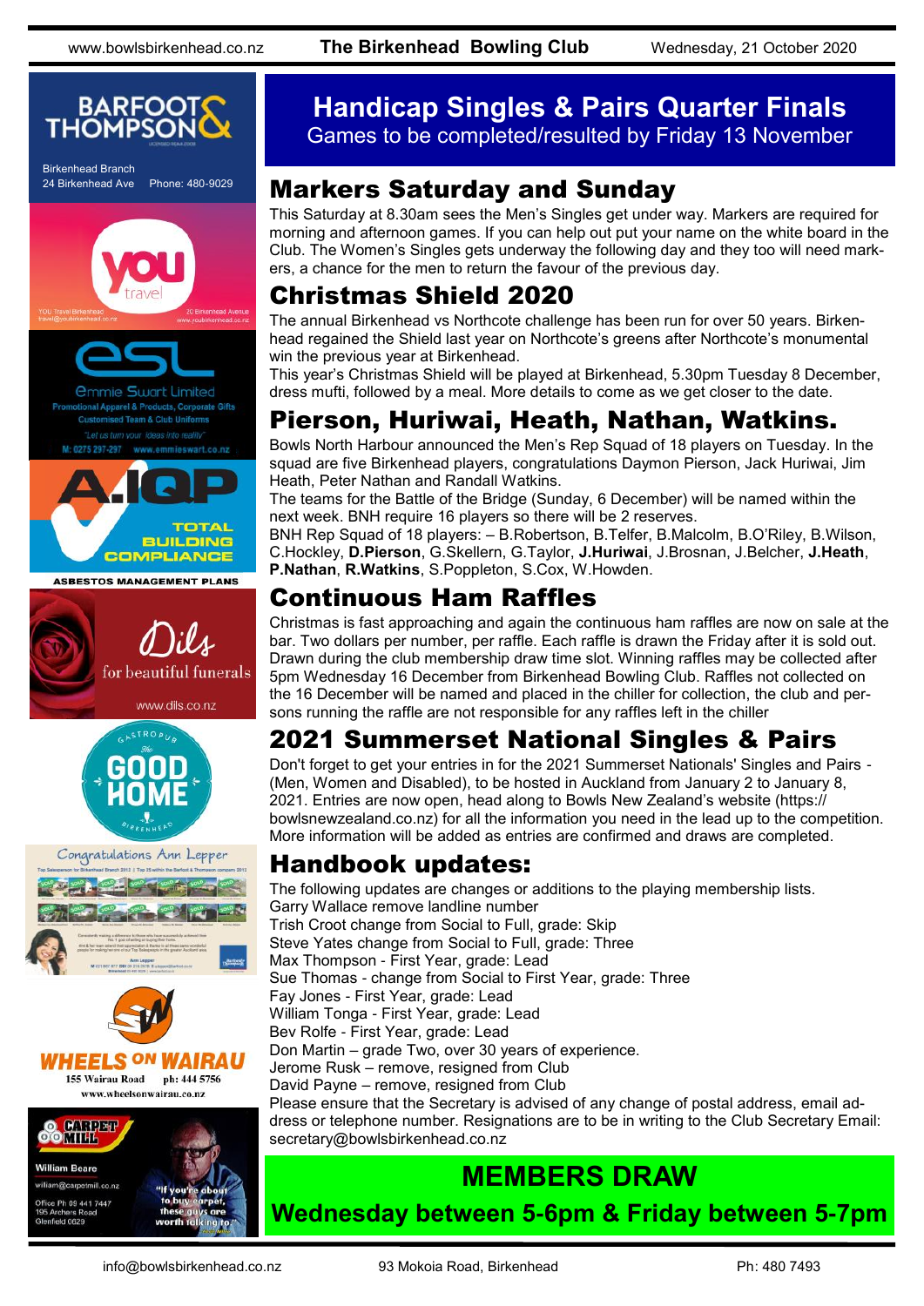# Handicap Singles & Pairs Quarter Finals

Games to be completed/resulted by Friday 13 November

## Markers Saturday and Sunday

This Saturday at 8.30am sees the Men's Singles get under way. Markers are required for morning and afternoon games. If you can help out put your name on the white board in the Club. The Women's Singles gets underway the following day and they too will need markers, a chance for the men to return the favour of the previous day.

## Christmas Shield 2020

The annual Birkenhead vs Northcote challenge has been run for over 50 years. Birkenhead regained the Shield last year on Northcote's greens after Northcote's monumental win the previous year at Birkenhead.

This year's Christmas Shield will be played at Birkenhead, 5.30pm Tuesday 8 December, dress mufti, followed by a meal. More details to come as we get closer to the date.

## Pierson, Huriwai, Heath, Nathan, Watkins.

Bowls North Harbour announced the Men's Rep Squad of 18 players on Tuesday. In the squad are five Birkenhead players, congratulations Daymon Pierson, Jack Huriwai, Jim Heath, Peter Nathan and Randall Watkins.

The teams for the Battle of the Bridge (Sunday, 6 December) will be named within the next week. BNH require 16 players so there will be 2 reserves.

BNH Rep Squad of 18 players: – B.Robertson, B.Telfer, B.Malcolm, B.O'Riley, B.Wilson, C.Hockley, **D.Pierson**, G.Skellern, G.Taylor, **J.Huriwai**, J.Brosnan, J.Belcher, **J.Heath**, **P.Nathan**, **R.Watkins**, S.Poppleton, S.Cox, W.Howden.

## Continuous Ham Raffles

Christmas is fast approaching and again the continuous ham raffles are now on sale at the bar. Two dollars per number, per raffle. Each raffle is drawn the Friday after it is sold out. Drawn during the club membership draw time slot. Winning raffles may be collected after 5pm Wednesday 16 December from Birkenhead Bowling Club. Raffles not collected on the 16 December will be named and placed in the chiller for collection, the club and persons running the raffle are not responsible for any raffles left in the chiller

## 2021 Summerset National Singles & Pairs

Don't forget to get your entries in for the 2021 Summerset Nationals' Singles and Pairs - (Men, Women and Disabled), to be hosted in Auckland from January 2 to January 8, 2021. Entries are now open, head along to Bowls New Zealand's website (https://bowlsnewzealand.co.nz) for all the information you need in the lead up to the competition. More information will be added as entries are confirmed and draws are completed.

## Handbook updates:

The following updates are changes or additions to the playing membership lists.

Garry Wallace remove landline number
Trish Croot change from Social to Full, grade: Skip
Steve Yates change from Social to Full, grade: Three
Max Thompson - First Year, grade: Lead
Sue Thomas - change from Social to First Year, grade: Three
Fay Jones - First Year, grade: Lead
William Tonga - First Year, grade: Lead
Bev Rolfe - First Year, grade: Lead
Don Martin – grade Two, over 30 years of experience.
Jerome Rusk – remove, resigned from Club
David Payne – remove, resigned from Club

Please ensure that the Secretary is advised of any change of postal address, email address or telephone number. Resignations are to be in writing to the Club Secretary Email: secretary@bowlsbirkenhead.co.nz

## MEMBERS DRAW

**Wednesday between 5-6pm & Friday between 5-7pm**

---

**BARFOOT & THOMPSON**
Birkenhead Branch
24 Birkenhead Ave Phone: 480-9029

**you travel**
YOU Travel Birkenhead
travel@youbirkenhead.co.nz
20 Birkenhead Avenue
www.youbirkenhead.co.nz

**esl**
Emmie Swart Limited
Promotional Apparel & Products, Corporate Gifts
Customised Team & Club Uniforms
"Let us turn your ideas into reality"
M: 0275 297-297 www.emmieswart.co.nz

**A.IQP**
TOTAL BUILDING COMPLIANCE
ASBESTOS MANAGEMENT PLANS

**Dils**
for beautiful funerals
www.dils.co.nz

**GASTROPUB The GOOD HOME BIRKENHEAD**

Congratulations Ann Lepper

**WHEELS ON WAIRAU**
155 Wairau Road ph: 444 5756
www.wheelsonwairau.co.nz

**CARPET MILL**
William Beare
william@carpetmill.co.nz
Office Ph: 09 441 7447
195 Archers Road
Glenfield 0629
"If you're about to buy carpet, these guys are worth talking to."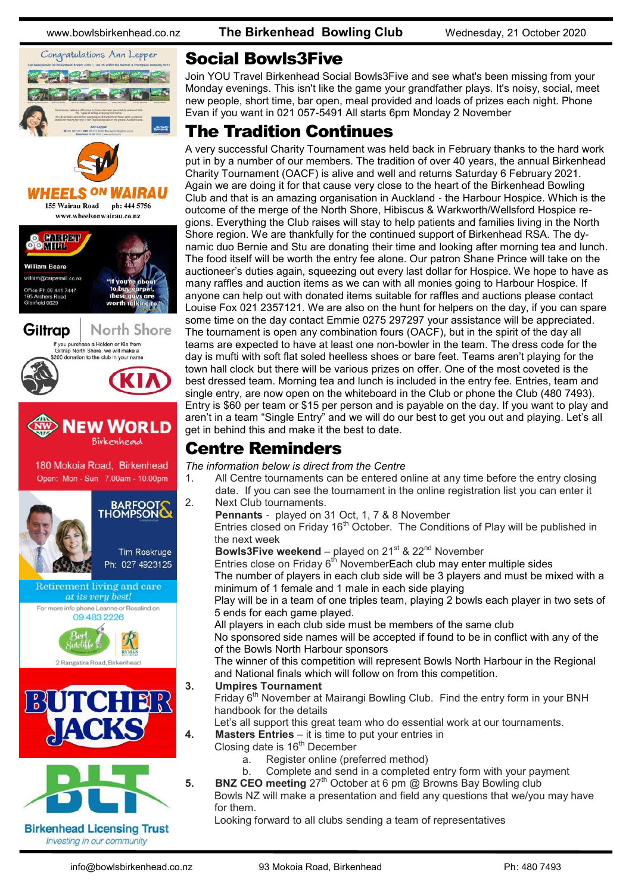# Social Bowls3Five

Join YOU Travel Birkenhead Social Bowls3Five and see what's been missing from your Monday evenings. This isn't like the game your grandfather plays. It's noisy, social, meet new people, short time, bar open, meal provided and loads of prizes each night. Phone Evan if you want in 021 057-5491 All starts 6pm Monday 2 November

# The Tradition Continues

A very successful Charity Tournament was held back in February thanks to the hard work put in by a number of our members. The tradition of over 40 years, the annual Birkenhead Charity Tournament (OACF) is alive and well and returns Saturday 6 February 2021. Again we are doing it for that cause very close to the heart of the Birkenhead Bowling Club and that is an amazing organisation in Auckland - the Harbour Hospice. Which is the outcome of the merge of the North Shore, Hibiscus & Warkworth/Wellsford Hospice regions. Everything the Club raises will stay to help patients and families living in the North Shore region. We are thankfully for the continued support of Birkenhead RSA. The dynamic duo Bernie and Stu are donating their time and looking after morning tea and lunch. The food itself will be worth the entry fee alone. Our patron Shane Prince will take on the auctioneer's duties again, squeezing out every last dollar for Hospice. We hope to have as many raffles and auction items as we can with all monies going to Harbour Hospice. If anyone can help out with donated items suitable for raffles and auctions please contact Louise Fox 021 2357121. We are also on the hunt for helpers on the day, if you can spare some time on the day contact Emmie 0275 297297 your assistance will be appreciated. The tournament is open any combination fours (OACF), but in the spirit of the day all teams are expected to have at least one non-bowler in the team. The dress code for the day is mufti with soft flat soled heelless shoes or bare feet. Teams aren't playing for the town hall clock but there will be various prizes on offer. One of the most coveted is the best dressed team. Morning tea and lunch is included in the entry fee. Entries, team and single entry, are now open on the whiteboard in the Club or phone the Club (480 7493). Entry is $60 per team or $15 per person and is payable on the day. If you want to play and aren't in a team "Single Entry" and we will do our best to get you out and playing. Let's all get in behind this and make it the best to date.

# Centre Reminders

*The information below is direct from the Centre*

1. All Centre tournaments can be entered online at any time before the entry closing date. If you can see the tournament in the online registration list you can enter it
2. Next Club tournaments.

   **Pennants** - played on 31 Oct, 1, 7 & 8 November
   Entries closed on Friday 16th October. The Conditions of Play will be published in the next week

   **Bowls3Five weekend** – played on 21st & 22nd November
   Entries close on Friday 6th NovemberEach club may enter multiple sides
   The number of players in each club side will be 3 players and must be mixed with a minimum of 1 female and 1 male in each side playing
   Play will be in a team of one triples team, playing 2 bowls each player in two sets of 5 ends for each game played.
   All players in each club side must be members of the same club
   No sponsored side names will be accepted if found to be in conflict with any of the of the Bowls North Harbour sponsors
   The winner of this competition will represent Bowls North Harbour in the Regional and National finals which will follow on from this competition.
3. **Umpires Tournament**
   Friday 6th November at Mairangi Bowling Club. Find the entry form in your BNH handbook for the details
   Let's all support this great team who do essential work at our tournaments.
4. **Masters Entries** – it is time to put your entries in
   Closing date is 16th December
   a. Register online (preferred method)
   b. Complete and send in a completed entry form with your payment
5. **BNZ CEO meeting** 27th October at 6 pm @ Browns Bay Bowling club
   Bowls NZ will make a presentation and field any questions that we/you may have for them.
   Looking forward to all clubs sending a team of representatives

Congratulations Ann Lepper

WHEELS ON WAIRAU
155 Wairau Road ph: 444 5756
www.wheelsonwairau.co.nz

CARPET MILL
William Beare
william@carpetmill.co.nz
Office Ph 09 441 7447
195 Archers Road
Glenfield 0629
"If you're about to buy carpet, these guys are worth talking to"

Giltrap North Shore
If you purchase a Holden or Kia from Giltrap North Shore, we will make a $200 donation to the club in your name

NEW WORLD Birkenhead
180 Mokoia Road, Birkenhead
Open: Mon - Sun 7.00am - 10.00pm

BARFOOT & THOMPSON
Tim Roskruge
Ph: 027 4923125

Retirement living and care at its very best!
For more info phone Leanne or Rosalind on 09 483 2226
Bert Sutcliffe
2 Rangatira Road, Birkenhead

BUTCHER JACKS

BLT
Birkenhead Licensing Trust
Investing in our community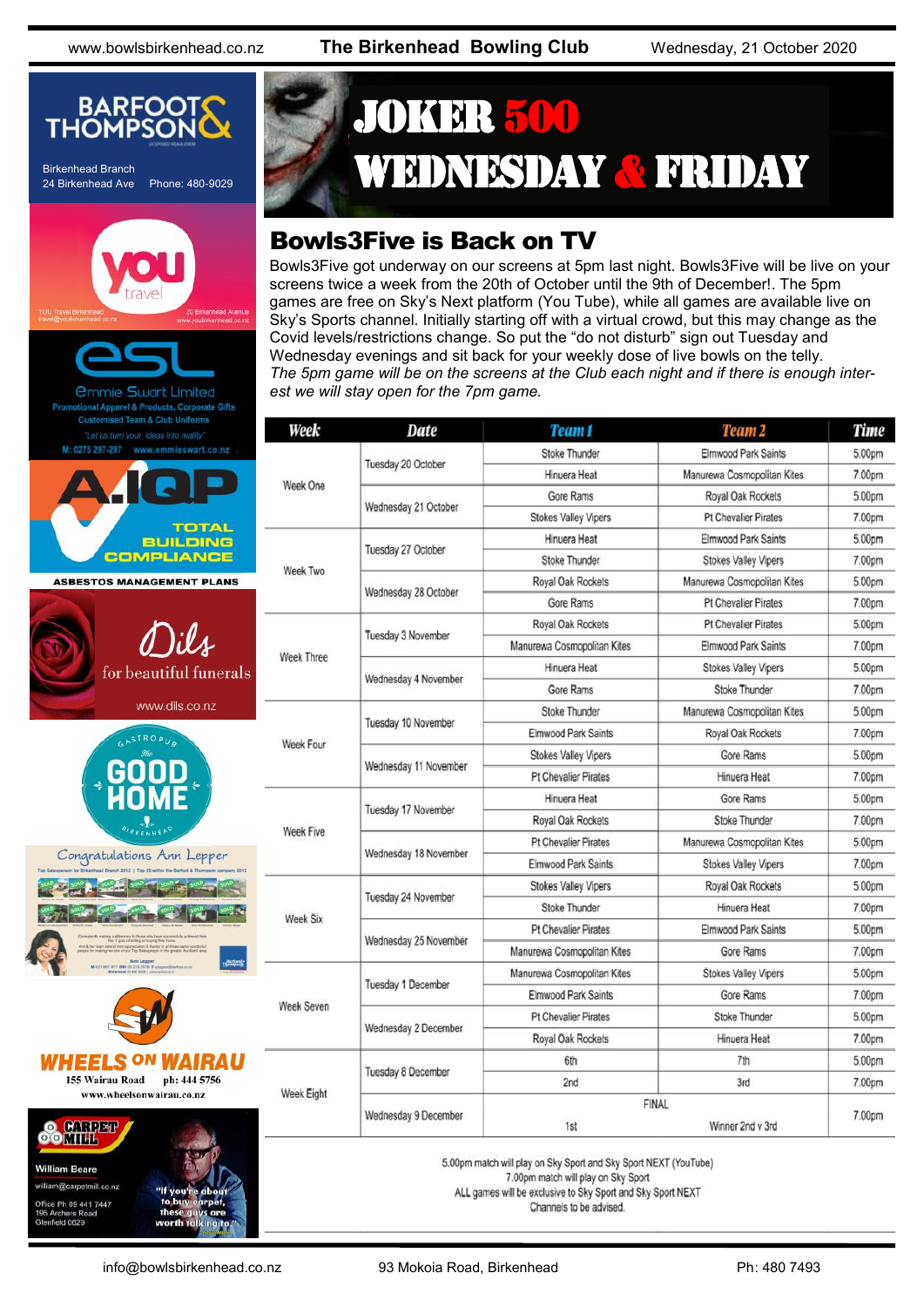# JOKER 500 WEDNESDAY & FRIDAY

## Bowls3Five is Back on TV

Bowls3Five got underway on our screens at 5pm last night. Bowls3Five will be live on your screens twice a week from the 20th of October until the 9th of December!. The 5pm games are free on Sky's Next platform (You Tube), while all games are available live on Sky's Sports channel. Initially starting off with a virtual crowd, but this may change as the Covid levels/restrictions change. So put the "do not disturb" sign out Tuesday and Wednesday evenings and sit back for your weekly dose of live bowls on the telly.

*The 5pm game will be on the screens at the Club each night and if there is enough interest we will stay open for the 7pm game.*

| Week | Date | Team 1 | Team 2 | Time |
|---|---|---|---|---|
| Week One | Tuesday 20 October | Stoke Thunder | Elmwood Park Saints | 5.00pm |
| | | Hinuera Heat | Manurewa Cosmopolitan Kites | 7.00pm |
| | Wednesday 21 October | Gore Rams | Royal Oak Rockets | 5.00pm |
| | | Stokes Valley Vipers | Pt Chevalier Pirates | 7.00pm |
| Week Two | Tuesday 27 October | Hinuera Heat | Elmwood Park Saints | 5.00pm |
| | | Stoke Thunder | Stokes Valley Vipers | 7.00pm |
| | Wednesday 28 October | Royal Oak Rockets | Manurewa Cosmopolitan Kites | 5.00pm |
| | | Gore Rams | Pt Chevalier Pirates | 7.00pm |
| Week Three | Tuesday 3 November | Royal Oak Rockets | Pt Chevalier Pirates | 5.00pm |
| | | Manurewa Cosmopolitan Kites | Elmwood Park Saints | 7.00pm |
| | Wednesday 4 November | Hinuera Heat | Stokes Valley Vipers | 5.00pm |
| | | Gore Rams | Stoke Thunder | 7.00pm |
| Week Four | Tuesday 10 November | Stoke Thunder | Manurewa Cosmopolitan Kites | 5.00pm |
| | | Elmwood Park Saints | Royal Oak Rockets | 7.00pm |
| | Wednesday 11 November | Stokes Valley Vipers | Gore Rams | 5.00pm |
| | | Pt Chevalier Pirates | Hinuera Heat | 7.00pm |
| Week Five | Tuesday 17 November | Hinuera Heat | Gore Rams | 5.00pm |
| | | Royal Oak Rockets | Stoke Thunder | 7.00pm |
| | Wednesday 18 November | Pt Chevalier Pirates | Manurewa Cosmopolitan Kites | 5.00pm |
| | | Elmwood Park Saints | Stokes Valley Vipers | 7.00pm |
| Week Six | Tuesday 24 November | Stokes Valley Vipers | Royal Oak Rockets | 5.00pm |
| | | Stoke Thunder | Hinuera Heat | 7.00pm |
| | Wednesday 25 November | Pt Chevalier Pirates | Elmwood Park Saints | 5.00pm |
| | | Manurewa Cosmopolitan Kites | Gore Rams | 7.00pm |
| Week Seven | Tuesday 1 December | Manurewa Cosmopolitan Kites | Stokes Valley Vipers | 5.00pm |
| | | Elmwood Park Saints | Gore Rams | 7.00pm |
| | Wednesday 2 December | Pt Chevalier Pirates | Stoke Thunder | 5.00pm |
| | | Royal Oak Rockets | Hinuera Heat | 7.00pm |
| Week Eight | Tuesday 8 December | 6th | 7th | 5.00pm |
| | | 2nd | 3rd | 7.00pm |
| | Wednesday 9 December | FINAL 1st | Winner 2nd v 3rd | 7.00pm |

5.00pm match will play on Sky Sport and Sky Sport NEXT (YouTube)
7.00pm match will play on Sky Sport
ALL games will be exclusive to Sky Sport and Sky Sport NEXT
Channels to be advised.

**BARFOOT & THOMPSON** — Birkenhead Branch, 24 Birkenhead Ave, Phone: 480-9029

**you travel** — YOU Travel Birkenhead, travel@youbirkenhead.co.nz, 20 Birkenhead Avenue, www.youbirkenhead.co.nz

**esl Emmie Swart Limited** — Promotional Apparel & Products, Corporate Gifts, Customised Team & Club Uniforms. "Let us turn your ideas into reality" M: 0275 297-297 www.emmieswart.co.nz

**A.IQP** — TOTAL BUILDING COMPLIANCE — ASBESTOS MANAGEMENT PLANS

**Dils** — for beautiful funerals — www.dils.co.nz

**The Good Home** — Gastropub Birkenhead

Congratulations Ann Lepper

**WHEELS ON WAIRAU** — 155 Wairau Road ph: 444 5756 www.wheelsonwairau.co.nz

**CARPET MILL** — William Beare, william@carpetmill.co.nz, Office Ph 09 441 7447, 195 Archers Road, Glenfield 0629 — "If you're about to buy carpet, these guys are worth talking to."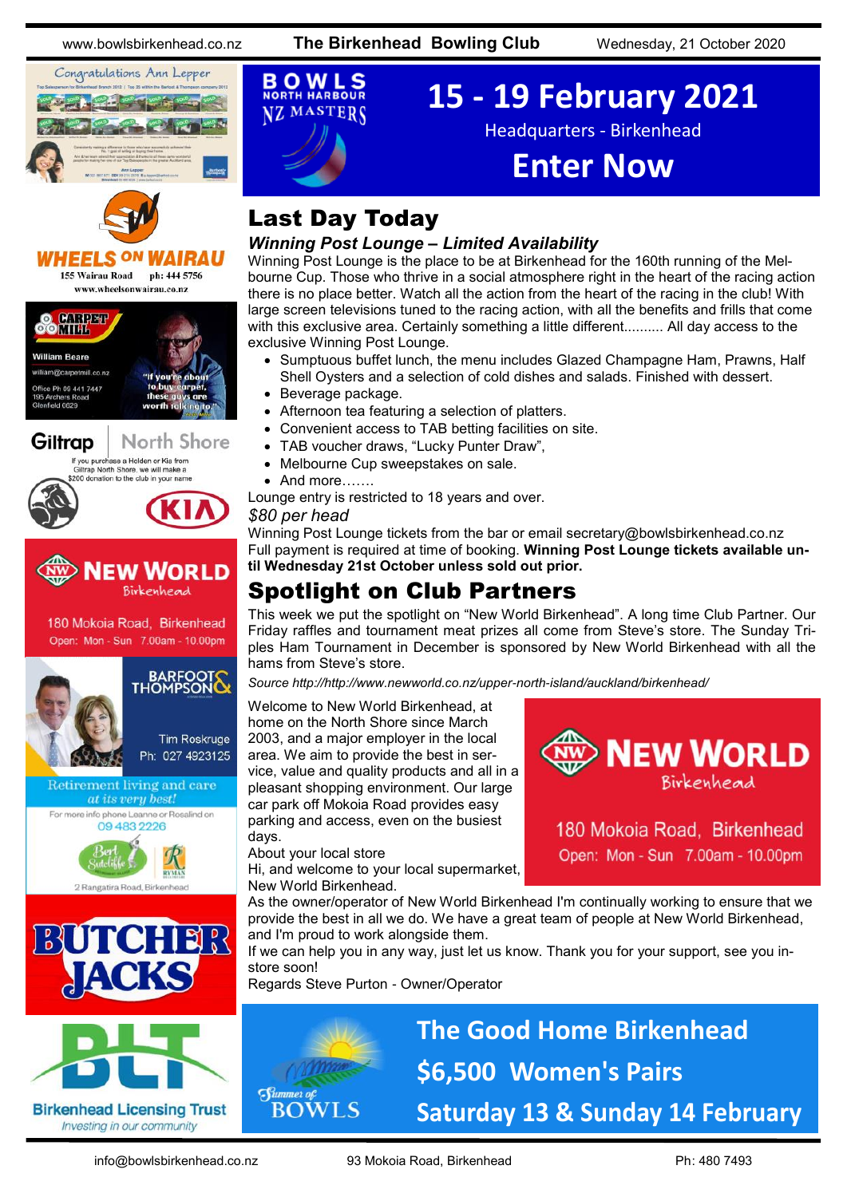**Bowls North Harbour NZ Masters**

# 15 - 19 February 2021

Headquarters - Birkenhead

**Enter Now**

## Last Day Today

### *Winning Post Lounge – Limited Availability*

Winning Post Lounge is the place to be at Birkenhead for the 160th running of the Melbourne Cup. Those who thrive in a social atmosphere right in the heart of the racing action there is no place better. Watch all the action from the heart of the racing in the club! With large screen televisions tuned to the racing action, with all the benefits and frills that come with this exclusive area. Certainly something a little different.......... All day access to the exclusive Winning Post Lounge.

- Sumptuous buffet lunch, the menu includes Glazed Champagne Ham, Prawns, Half Shell Oysters and a selection of cold dishes and salads. Finished with dessert.
- Beverage package.
- Afternoon tea featuring a selection of platters.
- Convenient access to TAB betting facilities on site.
- TAB voucher draws, "Lucky Punter Draw",
- Melbourne Cup sweepstakes on sale.
- And more…….

Lounge entry is restricted to 18 years and over.

*$80 per head*

Winning Post Lounge tickets from the bar or email secretary@bowlsbirkenhead.co.nz

Full payment is required at time of booking. **Winning Post Lounge tickets available until Wednesday 21st October unless sold out prior.**

## Spotlight on Club Partners

This week we put the spotlight on "New World Birkenhead". A long time Club Partner. Our Friday raffles and tournament meat prizes all come from Steve's store. The Sunday Triples Ham Tournament in December is sponsored by New World Birkenhead with all the hams from Steve's store.

*Source http://http://www.newworld.co.nz/upper-north-island/auckland/birkenhead/*

Welcome to New World Birkenhead, at home on the North Shore since March 2003, and a major employer in the local area. We aim to provide the best in service, value and quality products and all in a pleasant shopping environment. Our large car park off Mokoia Road provides easy parking and access, even on the busiest days.

About your local store

Hi, and welcome to your local supermarket, New World Birkenhead.

As the owner/operator of New World Birkenhead I'm continually working to ensure that we provide the best in all we do. We have a great team of people at New World Birkenhead, and I'm proud to work alongside them.

If we can help you in any way, just let us know. Thank you for your support, see you in-store soon!

Regards Steve Purton - Owner/Operator

**New World Birkenhead**

180 Mokoia Road, Birkenhead

Open: Mon - Sun 7.00am - 10.00pm

**Summer of Bowls**

**The Good Home Birkenhead**

**$6,500 Women's Pairs**

**Saturday 13 & Sunday 14 February**

---

Congratulations Ann Lepper

**Wheels on Wairau**
155 Wairau Road ph: 444 5756
www.wheelsonwairau.co.nz

**Carpet Mill**
William Beare
william@carpetmill.co.nz
Office Ph 09 441 7447
195 Archers Road
Glenfield 0629
"If you're about to buy carpet, these guys are worth talking to."

**Giltrap North Shore**
If you purchase a Holden or Kia from Giltrap North Shore, we will make a $200 donation to the club in your name

**New World Birkenhead**
180 Mokoia Road, Birkenhead
Open: Mon - Sun 7.00am - 10.00pm

**Barfoot & Thompson**
Tim Roskruge
Ph: 027 4923125

Retirement living and care *at its very best!*
For more info phone Leanne or Rosalind on 09 483 2226
Bert Sutcliffe — Ryman Healthcare
2 Rangatira Road, Birkenhead

**Butcher Jacks**

**BLT**
Birkenhead Licensing Trust
*Investing in our community*